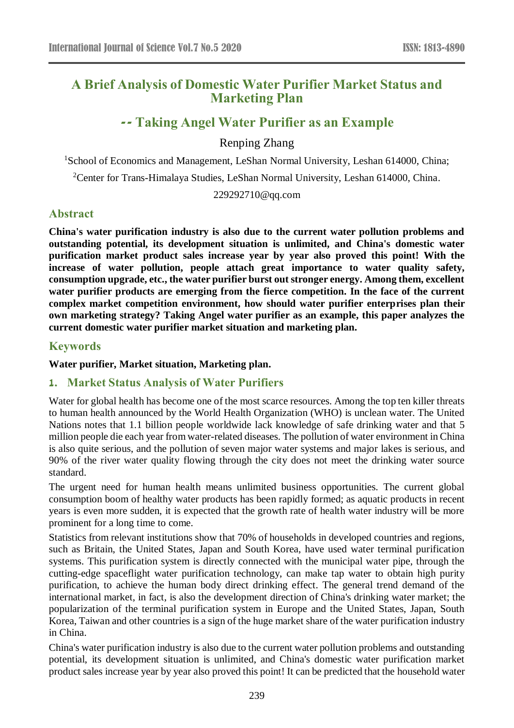# A Brief Analysis of Domestic Water Purifier Market Status and Marketing Plan

## -- Taking Angel Water Purifier as an Example

Renping Zhang

[1]School of Economics and Management, LeShan Normal University, Leshan 614000, China;

[2]Center for Trans-Himalaya Studies, LeShan Normal University, Leshan 614000, China.

229292710@qq.com

## Abstract

**China's water purification industry is also due to the current water pollution problems and outstanding potential, its development situation is unlimited, and China's domestic water purification market product sales increase year by year also proved this point! With the increase of water pollution, people attach great importance to water quality safety, consumption upgrade, etc., the water purifier burst out stronger energy. Among them, excellent water purifier products are emerging from the fierce competition. In the face of the current complex market competition environment, how should water purifier enterprises plan their own marketing strategy? Taking Angel water purifier as an example, this paper analyzes the current domestic water purifier market situation and marketing plan.**

## Keywords

**Water purifier, Market situation, Marketing plan.**

## 1. Market Status Analysis of Water Purifiers

Water for global health has become one of the most scarce resources. Among the top ten killer threats to human health announced by the World Health Organization (WHO) is unclean water. The United Nations notes that 1.1 billion people worldwide lack knowledge of safe drinking water and that 5 million people die each year from water-related diseases. The pollution of water environment in China is also quite serious, and the pollution of seven major water systems and major lakes is serious, and 90% of the river water quality flowing through the city does not meet the drinking water source standard.

The urgent need for human health means unlimited business opportunities. The current global consumption boom of healthy water products has been rapidly formed; as aquatic products in recent years is even more sudden, it is expected that the growth rate of health water industry will be more prominent for a long time to come.

Statistics from relevant institutions show that 70% of households in developed countries and regions, such as Britain, the United States, Japan and South Korea, have used water terminal purification systems. This purification system is directly connected with the municipal water pipe, through the cutting-edge spaceflight water purification technology, can make tap water to obtain high purity purification, to achieve the human body direct drinking effect. The general trend demand of the international market, in fact, is also the development direction of China's drinking water market; the popularization of the terminal purification system in Europe and the United States, Japan, South Korea, Taiwan and other countries is a sign of the huge market share of the water purification industry in China.

China's water purification industry is also due to the current water pollution problems and outstanding potential, its development situation is unlimited, and China's domestic water purification market product sales increase year by year also proved this point! It can be predicted that the household water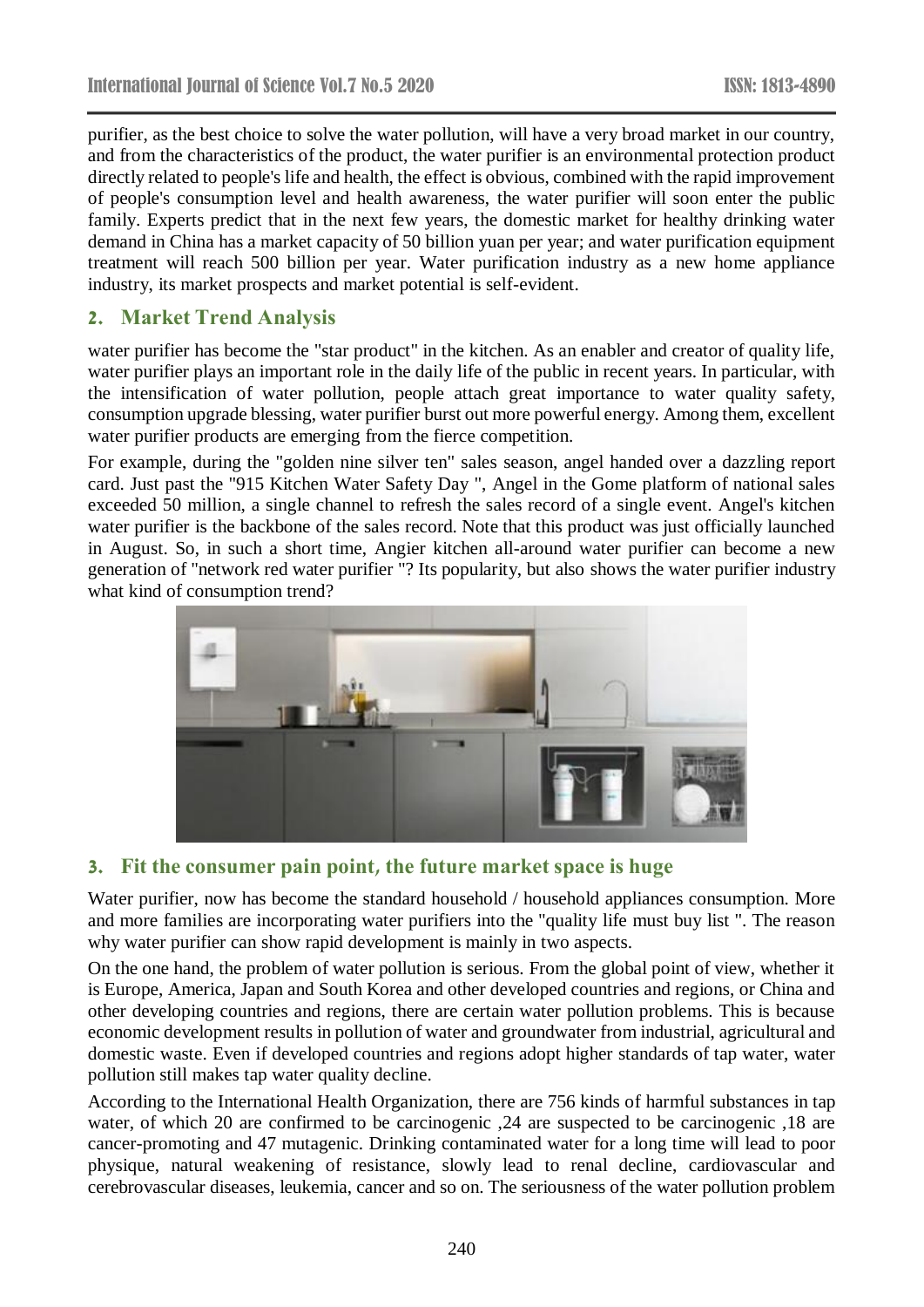purifier, as the best choice to solve the water pollution, will have a very broad market in our country, and from the characteristics of the product, the water purifier is an environmental protection product directly related to people's life and health, the effect is obvious, combined with the rapid improvement of people's consumption level and health awareness, the water purifier will soon enter the public family. Experts predict that in the next few years, the domestic market for healthy drinking water demand in China has a market capacity of 50 billion yuan per year; and water purification equipment treatment will reach 500 billion per year. Water purification industry as a new home appliance industry, its market prospects and market potential is self-evident.

## 2. Market Trend Analysis

water purifier has become the "star product" in the kitchen. As an enabler and creator of quality life, water purifier plays an important role in the daily life of the public in recent years. In particular, with the intensification of water pollution, people attach great importance to water quality safety, consumption upgrade blessing, water purifier burst out more powerful energy. Among them, excellent water purifier products are emerging from the fierce competition.

For example, during the "golden nine silver ten" sales season, angel handed over a dazzling report card. Just past the "915 Kitchen Water Safety Day ", Angel in the Gome platform of national sales exceeded 50 million, a single channel to refresh the sales record of a single event. Angel's kitchen water purifier is the backbone of the sales record. Note that this product was just officially launched in August. So, in such a short time, Angier kitchen all-around water purifier can become a new generation of "network red water purifier "? Its popularity, but also shows the water purifier industry what kind of consumption trend?

## 3. Fit the consumer pain point, the future market space is huge

Water purifier, now has become the standard household / household appliances consumption. More and more families are incorporating water purifiers into the "quality life must buy list ". The reason why water purifier can show rapid development is mainly in two aspects.

On the one hand, the problem of water pollution is serious. From the global point of view, whether it is Europe, America, Japan and South Korea and other developed countries and regions, or China and other developing countries and regions, there are certain water pollution problems. This is because economic development results in pollution of water and groundwater from industrial, agricultural and domestic waste. Even if developed countries and regions adopt higher standards of tap water, water pollution still makes tap water quality decline.

According to the International Health Organization, there are 756 kinds of harmful substances in tap water, of which 20 are confirmed to be carcinogenic ,24 are suspected to be carcinogenic ,18 are cancer-promoting and 47 mutagenic. Drinking contaminated water for a long time will lead to poor physique, natural weakening of resistance, slowly lead to renal decline, cardiovascular and cerebrovascular diseases, leukemia, cancer and so on. The seriousness of the water pollution problem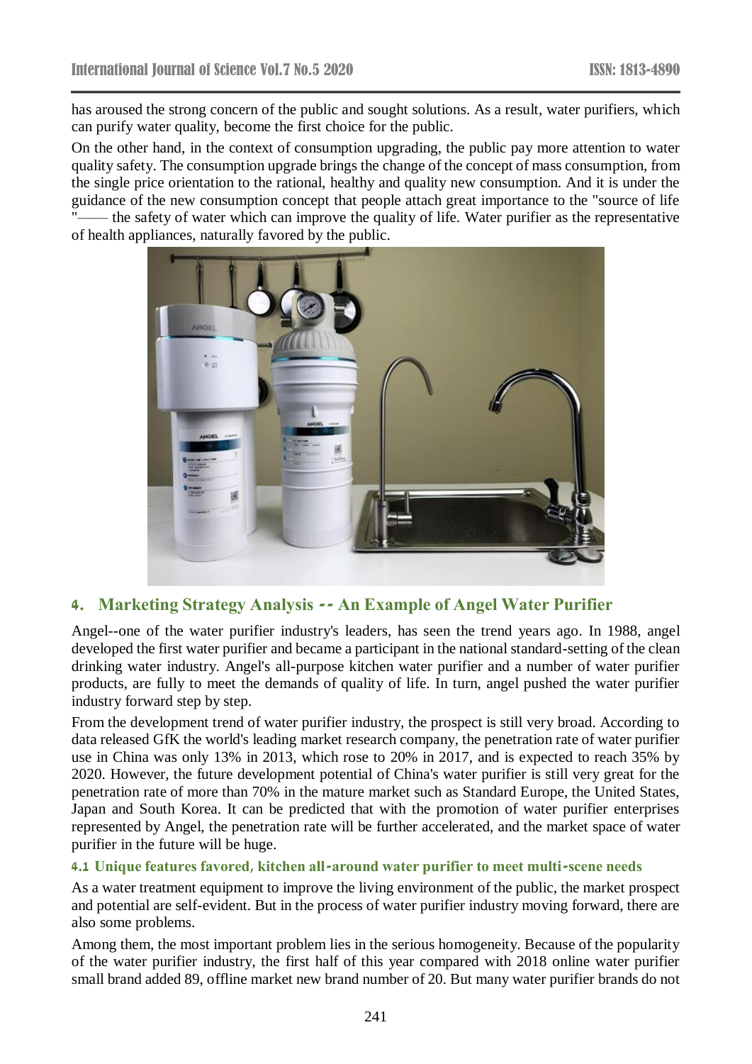has aroused the strong concern of the public and sought solutions. As a result, water purifiers, which can purify water quality, become the first choice for the public.

On the other hand, in the context of consumption upgrading, the public pay more attention to water quality safety. The consumption upgrade brings the change of the concept of mass consumption, from the single price orientation to the rational, healthy and quality new consumption. And it is under the guidance of the new consumption concept that people attach great importance to the "source of life "—— the safety of water which can improve the quality of life. Water purifier as the representative of health appliances, naturally favored by the public.

## 4. Marketing Strategy Analysis -- An Example of Angel Water Purifier

Angel--one of the water purifier industry's leaders, has seen the trend years ago. In 1988, angel developed the first water purifier and became a participant in the national standard-setting of the clean drinking water industry. Angel's all-purpose kitchen water purifier and a number of water purifier products, are fully to meet the demands of quality of life. In turn, angel pushed the water purifier industry forward step by step.

From the development trend of water purifier industry, the prospect is still very broad. According to data released GfK the world's leading market research company, the penetration rate of water purifier use in China was only 13% in 2013, which rose to 20% in 2017, and is expected to reach 35% by 2020. However, the future development potential of China's water purifier is still very great for the penetration rate of more than 70% in the mature market such as Standard Europe, the United States, Japan and South Korea. It can be predicted that with the promotion of water purifier enterprises represented by Angel, the penetration rate will be further accelerated, and the market space of water purifier in the future will be huge.

### 4.1 Unique features favored, kitchen all-around water purifier to meet multi-scene needs

As a water treatment equipment to improve the living environment of the public, the market prospect and potential are self-evident. But in the process of water purifier industry moving forward, there are also some problems.

Among them, the most important problem lies in the serious homogeneity. Because of the popularity of the water purifier industry, the first half of this year compared with 2018 online water purifier small brand added 89, offline market new brand number of 20. But many water purifier brands do not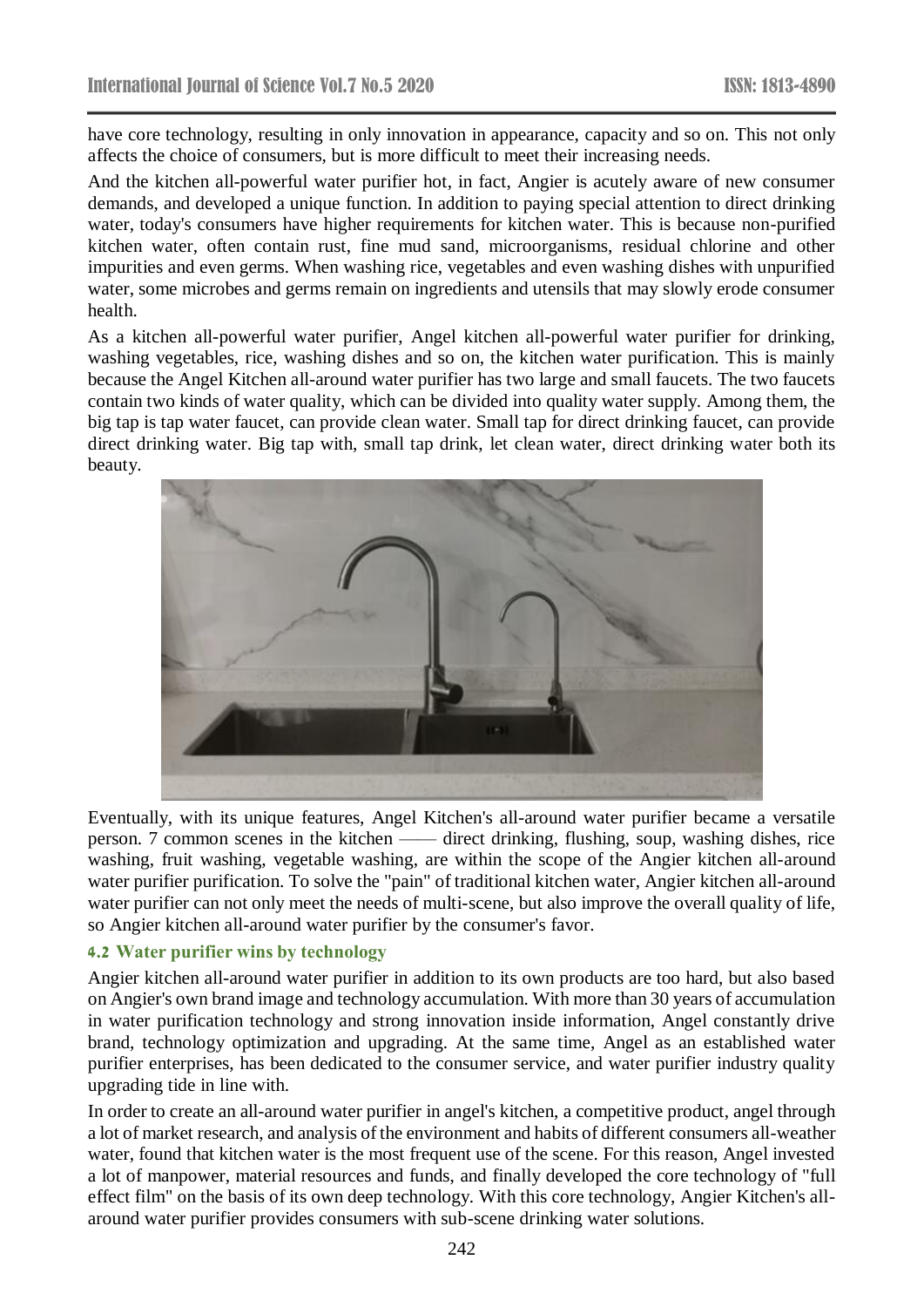have core technology, resulting in only innovation in appearance, capacity and so on. This not only affects the choice of consumers, but is more difficult to meet their increasing needs.

And the kitchen all-powerful water purifier hot, in fact, Angier is acutely aware of new consumer demands, and developed a unique function. In addition to paying special attention to direct drinking water, today's consumers have higher requirements for kitchen water. This is because non-purified kitchen water, often contain rust, fine mud sand, microorganisms, residual chlorine and other impurities and even germs. When washing rice, vegetables and even washing dishes with unpurified water, some microbes and germs remain on ingredients and utensils that may slowly erode consumer health.

As a kitchen all-powerful water purifier, Angel kitchen all-powerful water purifier for drinking, washing vegetables, rice, washing dishes and so on, the kitchen water purification. This is mainly because the Angel Kitchen all-around water purifier has two large and small faucets. The two faucets contain two kinds of water quality, which can be divided into quality water supply. Among them, the big tap is tap water faucet, can provide clean water. Small tap for direct drinking faucet, can provide direct drinking water. Big tap with, small tap drink, let clean water, direct drinking water both its beauty.

Eventually, with its unique features, Angel Kitchen's all-around water purifier became a versatile person. 7 common scenes in the kitchen —— direct drinking, flushing, soup, washing dishes, rice washing, fruit washing, vegetable washing, are within the scope of the Angier kitchen all-around water purifier purification. To solve the "pain" of traditional kitchen water, Angier kitchen all-around water purifier can not only meet the needs of multi-scene, but also improve the overall quality of life, so Angier kitchen all-around water purifier by the consumer's favor.

### 4.2 Water purifier wins by technology

Angier kitchen all-around water purifier in addition to its own products are too hard, but also based on Angier's own brand image and technology accumulation. With more than 30 years of accumulation in water purification technology and strong innovation inside information, Angel constantly drive brand, technology optimization and upgrading. At the same time, Angel as an established water purifier enterprises, has been dedicated to the consumer service, and water purifier industry quality upgrading tide in line with.

In order to create an all-around water purifier in angel's kitchen, a competitive product, angel through a lot of market research, and analysis of the environment and habits of different consumers all-weather water, found that kitchen water is the most frequent use of the scene. For this reason, Angel invested a lot of manpower, material resources and funds, and finally developed the core technology of "full effect film" on the basis of its own deep technology. With this core technology, Angier Kitchen's all-around water purifier provides consumers with sub-scene drinking water solutions.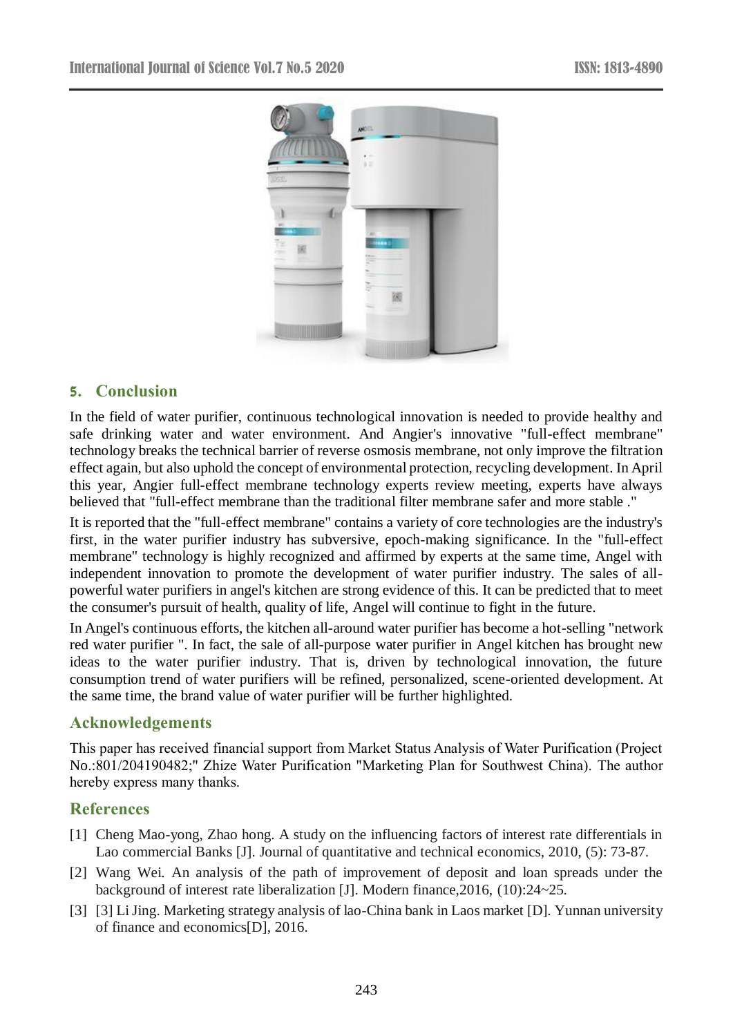## 5. Conclusion

In the field of water purifier, continuous technological innovation is needed to provide healthy and safe drinking water and water environment. And Angier's innovative "full-effect membrane" technology breaks the technical barrier of reverse osmosis membrane, not only improve the filtration effect again, but also uphold the concept of environmental protection, recycling development. In April this year, Angier full-effect membrane technology experts review meeting, experts have always believed that "full-effect membrane than the traditional filter membrane safer and more stable ."

It is reported that the "full-effect membrane" contains a variety of core technologies are the industry's first, in the water purifier industry has subversive, epoch-making significance. In the "full-effect membrane" technology is highly recognized and affirmed by experts at the same time, Angel with independent innovation to promote the development of water purifier industry. The sales of all-powerful water purifiers in angel's kitchen are strong evidence of this. It can be predicted that to meet the consumer's pursuit of health, quality of life, Angel will continue to fight in the future.

In Angel's continuous efforts, the kitchen all-around water purifier has become a hot-selling "network red water purifier ". In fact, the sale of all-purpose water purifier in Angel kitchen has brought new ideas to the water purifier industry. That is, driven by technological innovation, the future consumption trend of water purifiers will be refined, personalized, scene-oriented development. At the same time, the brand value of water purifier will be further highlighted.

## Acknowledgements

This paper has received financial support from Market Status Analysis of Water Purification (Project No.:801/204190482;" Zhize Water Purification "Marketing Plan for Southwest China). The author hereby express many thanks.

## References

[1] Cheng Mao-yong, Zhao hong. A study on the influencing factors of interest rate differentials in Lao commercial Banks [J]. Journal of quantitative and technical economics, 2010, (5): 73-87.

[2] Wang Wei. An analysis of the path of improvement of deposit and loan spreads under the background of interest rate liberalization [J]. Modern finance,2016, (10):24~25.

[3] [3] Li Jing. Marketing strategy analysis of lao-China bank in Laos market [D]. Yunnan university of finance and economics[D], 2016.